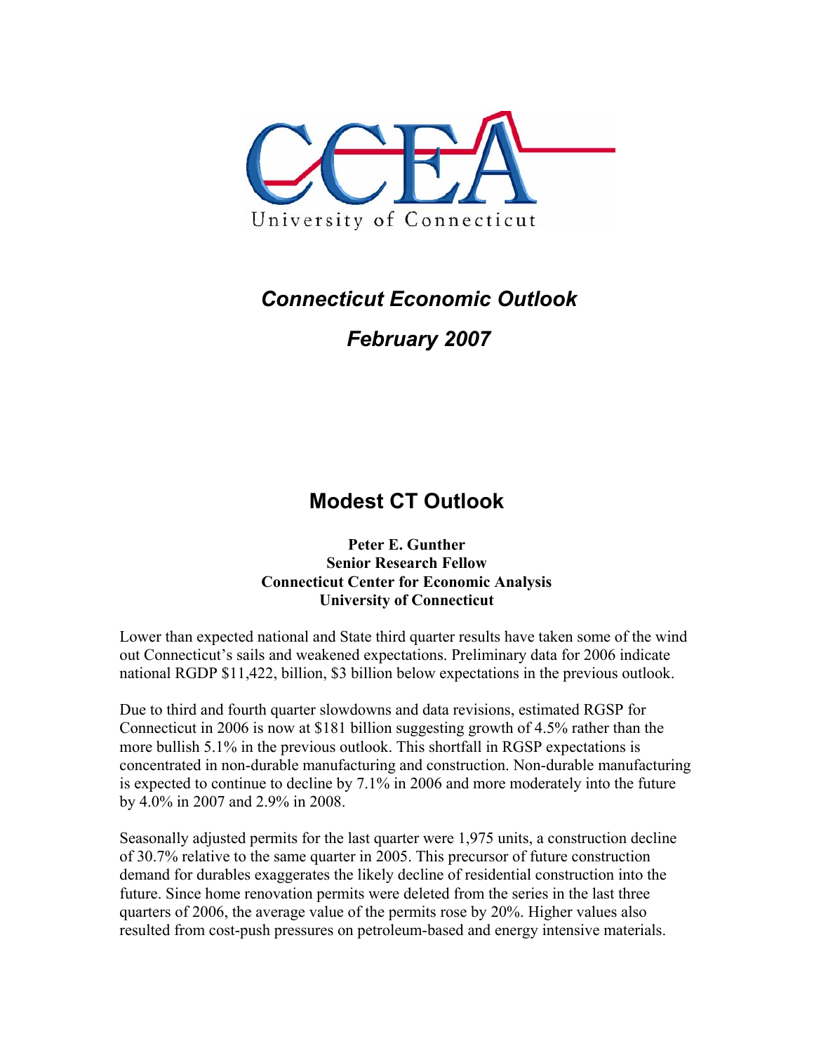CCEA

University of Connecticut

# *Connecticut Economic Outlook*

## *February 2007*

## Modest CT Outlook

**Peter E. Gunther**
**Senior Research Fellow**
**Connecticut Center for Economic Analysis**
**University of Connecticut**

Lower than expected national and State third quarter results have taken some of the wind out Connecticut's sails and weakened expectations. Preliminary data for 2006 indicate national RGDP $11,422, billion, $3 billion below expectations in the previous outlook.

Due to third and fourth quarter slowdowns and data revisions, estimated RGSP for Connecticut in 2006 is now at $181 billion suggesting growth of 4.5% rather than the more bullish 5.1% in the previous outlook. This shortfall in RGSP expectations is concentrated in non-durable manufacturing and construction. Non-durable manufacturing is expected to continue to decline by 7.1% in 2006 and more moderately into the future by 4.0% in 2007 and 2.9% in 2008.

Seasonally adjusted permits for the last quarter were 1,975 units, a construction decline of 30.7% relative to the same quarter in 2005. This precursor of future construction demand for durables exaggerates the likely decline of residential construction into the future. Since home renovation permits were deleted from the series in the last three quarters of 2006, the average value of the permits rose by 20%. Higher values also resulted from cost-push pressures on petroleum-based and energy intensive materials.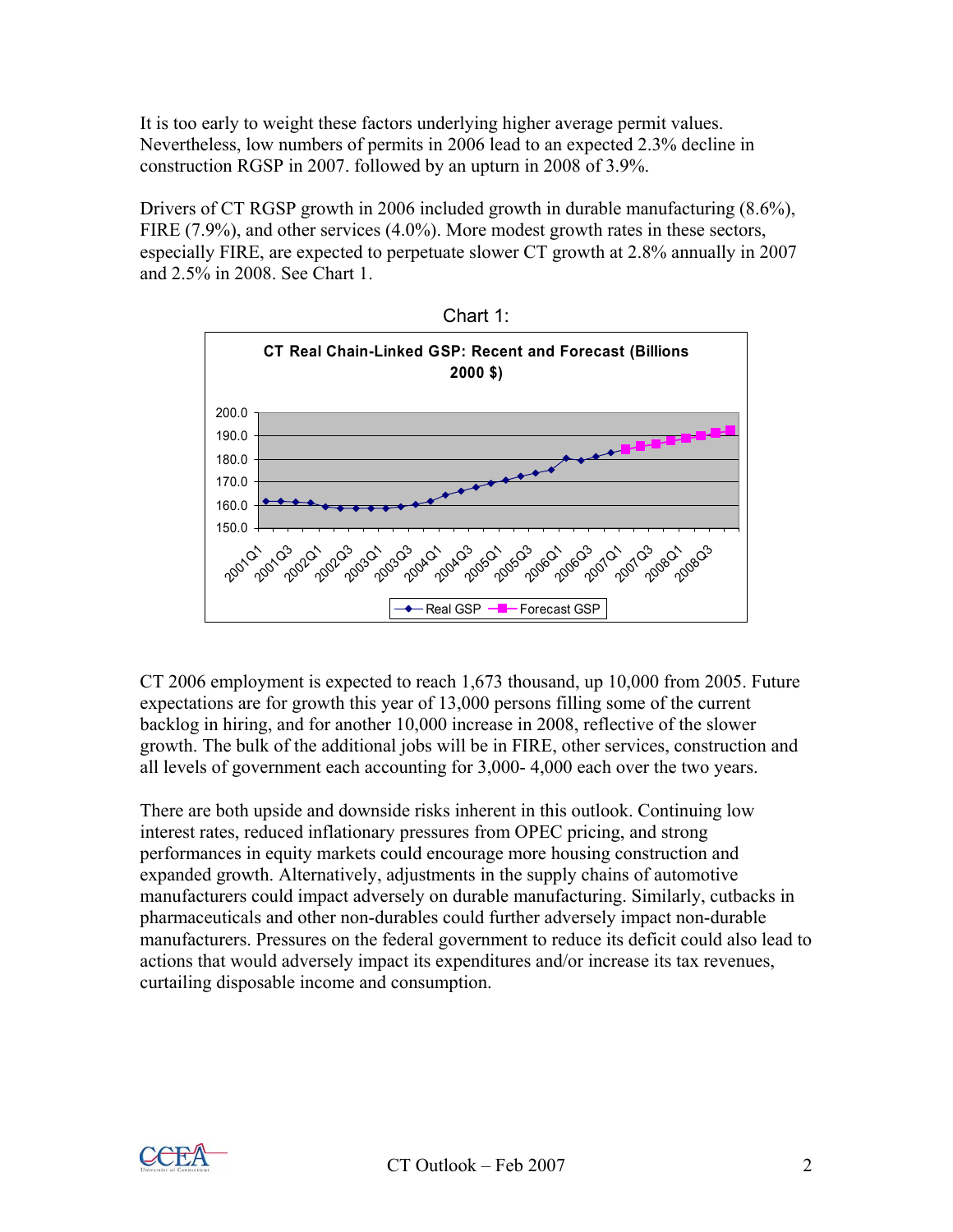It is too early to weight these factors underlying higher average permit values. Nevertheless, low numbers of permits in 2006 lead to an expected 2.3% decline in construction RGSP in 2007. followed by an upturn in 2008 of 3.9%.

Drivers of CT RGSP growth in 2006 included growth in durable manufacturing (8.6%), FIRE (7.9%), and other services (4.0%). More modest growth rates in these sectors, especially FIRE, are expected to perpetuate slower CT growth at 2.8% annually in 2007 and 2.5% in 2008. See Chart 1.

Chart 1:

**CT Real Chain-Linked GSP: Recent and Forecast (Billions 2000 $)**

200.0
190.0
180.0
170.0
160.0
150.0

2001Q1 2001Q3 2002Q1 2002Q3 2003Q1 2003Q3 2004Q1 2004Q3 2005Q1 2005Q3 2006Q1 2006Q3 2007Q1 2007Q3 2008Q1 2008Q3

Real GSP — Forecast GSP

CT 2006 employment is expected to reach 1,673 thousand, up 10,000 from 2005. Future expectations are for growth this year of 13,000 persons filling some of the current backlog in hiring, and for another 10,000 increase in 2008, reflective of the slower growth. The bulk of the additional jobs will be in FIRE, other services, construction and all levels of government each accounting for 3,000- 4,000 each over the two years.

There are both upside and downside risks inherent in this outlook. Continuing low interest rates, reduced inflationary pressures from OPEC pricing, and strong performances in equity markets could encourage more housing construction and expanded growth. Alternatively, adjustments in the supply chains of automotive manufacturers could impact adversely on durable manufacturing. Similarly, cutbacks in pharmaceuticals and other non-durables could further adversely impact non-durable manufacturers. Pressures on the federal government to reduce its deficit could also lead to actions that would adversely impact its expenditures and/or increase its tax revenues, curtailing disposable income and consumption.